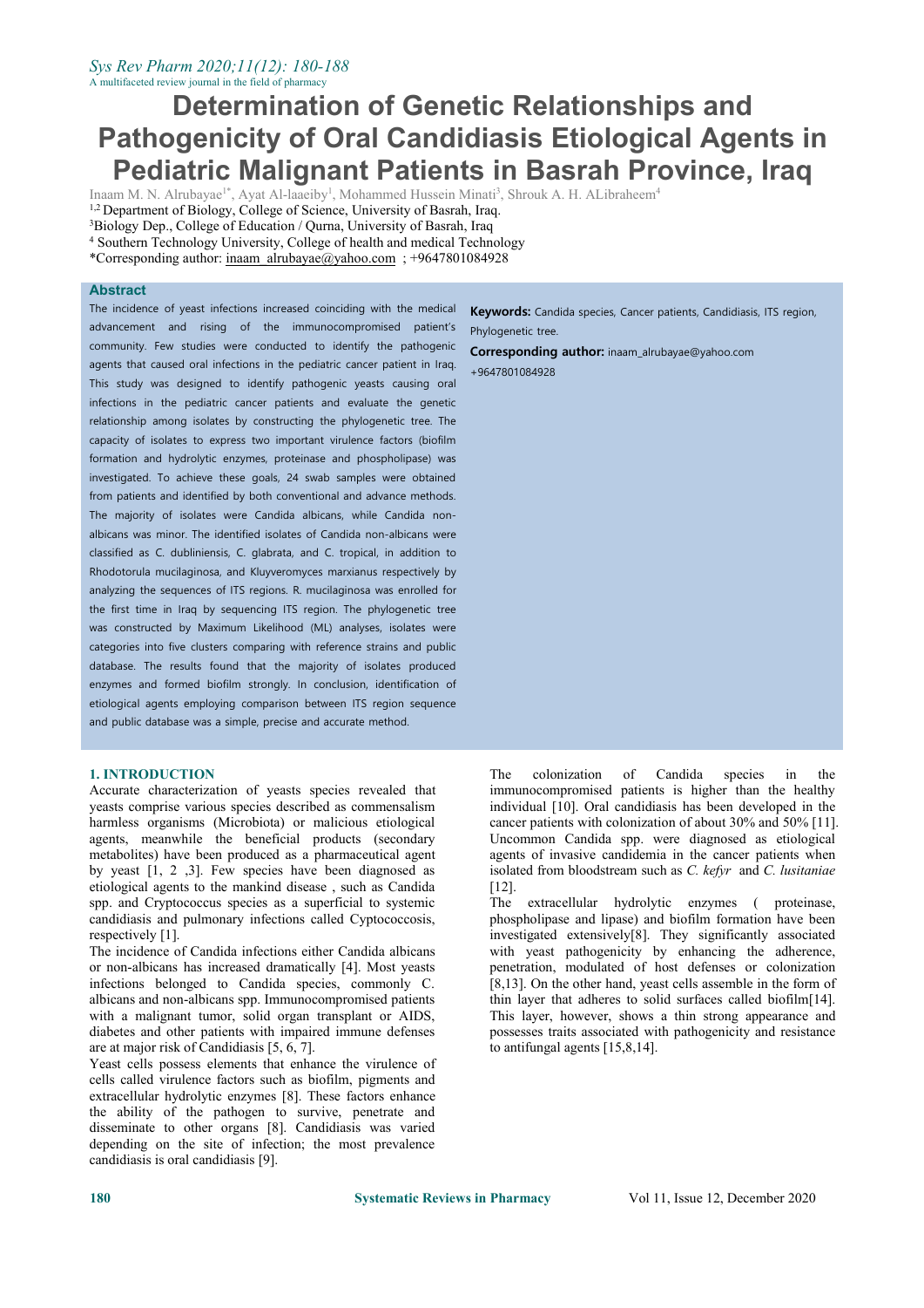# Determination of Genetic Relationships and Pathogenicity of Oral Candidiasis Etiological Agents in Pediatric Malignant Patients in Basrah Province, Iraq

Inaam M. N. Alrubayae[1*], Ayat Al-laaeiby[1], Mohammed Hussein Minati[3], Shrouk A. H. ALibraheem[4]

[1,2] Department of Biology, College of Science, University of Basrah, Iraq.

[3]Biology Dep., College of Education / Qurna, University of Basrah, Iraq

[4] Southern Technology University, College of health and medical Technology

*Corresponding author: inaam_alrubayae@yahoo.com ; +9647801084928

## Abstract

The incidence of yeast infections increased coinciding with the medical advancement and rising of the immunocompromised patient's community. Few studies were conducted to identify the pathogenic agents that caused oral infections in the pediatric cancer patient in Iraq. This study was designed to identify pathogenic yeasts causing oral infections in the pediatric cancer patients and evaluate the genetic relationship among isolates by constructing the phylogenetic tree. The capacity of isolates to express two important virulence factors (biofilm formation and hydrolytic enzymes, proteinase and phospholipase) was investigated. To achieve these goals, 24 swab samples were obtained from patients and identified by both conventional and advance methods. The majority of isolates were Candida albicans, while Candida non-albicans was minor. The identified isolates of Candida non-albicans were classified as C. dubliniensis, C. glabrata, and C. tropical, in addition to Rhodotorula mucilaginosa, and Kluyveromyces marxianus respectively by analyzing the sequences of ITS regions. R. mucilaginosa was enrolled for the first time in Iraq by sequencing ITS region. The phylogenetic tree was constructed by Maximum Likelihood (ML) analyses, isolates were categories into five clusters comparing with reference strains and public database. The results found that the majority of isolates produced enzymes and formed biofilm strongly. In conclusion, identification of etiological agents employing comparison between ITS region sequence and public database was a simple, precise and accurate method.

**Keywords:** Candida species, Cancer patients, Candidiasis, ITS region, Phylogenetic tree.

**Corresponding author:** inaam_alrubayae@yahoo.com +9647801084928

## 1. INTRODUCTION

Accurate characterization of yeasts species revealed that yeasts comprise various species described as commensalism harmless organisms (Microbiota) or malicious etiological agents, meanwhile the beneficial products (secondary metabolites) have been produced as a pharmaceutical agent by yeast [1, 2 ,3]. Few species have been diagnosed as etiological agents to the mankind disease , such as Candida spp. and Cryptococcus species as a superficial to systemic candidiasis and pulmonary infections called Cyptococcosis, respectively [1].

The incidence of Candida infections either Candida albicans or non-albicans has increased dramatically [4]. Most yeasts infections belonged to Candida species, commonly C. albicans and non-albicans spp. Immunocompromised patients with a malignant tumor, solid organ transplant or AIDS, diabetes and other patients with impaired immune defenses are at major risk of Candidiasis [5, 6, 7].

Yeast cells possess elements that enhance the virulence of cells called virulence factors such as biofilm, pigments and extracellular hydrolytic enzymes [8]. These factors enhance the ability of the pathogen to survive, penetrate and disseminate to other organs [8]. Candidiasis was varied depending on the site of infection; the most prevalence candidiasis is oral candidiasis [9].

The colonization of Candida species in the immunocompromised patients is higher than the healthy individual [10]. Oral candidiasis has been developed in the cancer patients with colonization of about 30% and 50% [11]. Uncommon Candida spp. were diagnosed as etiological agents of invasive candidemia in the cancer patients when isolated from bloodstream such as *C. kefyr* and *C. lusitaniae* [12].

The extracellular hydrolytic enzymes ( proteinase, phospholipase and lipase) and biofilm formation have been investigated extensively[8]. They significantly associated with yeast pathogenicity by enhancing the adherence, penetration, modulated of host defenses or colonization [8,13]. On the other hand, yeast cells assemble in the form of thin layer that adheres to solid surfaces called biofilm[14]. This layer, however, shows a thin strong appearance and possesses traits associated with pathogenicity and resistance to antifungal agents [15,8,14].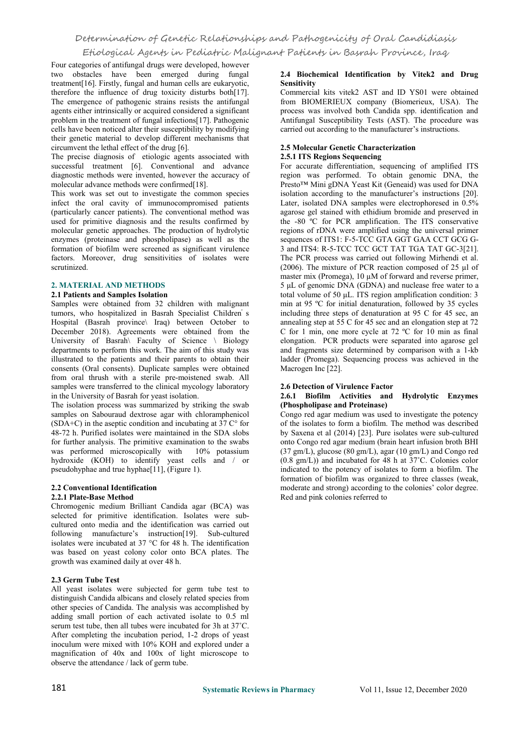Four categories of antifungal drugs were developed, however two obstacles have been emerged during fungal treatment[16]. Firstly, fungal and human cells are eukaryotic, therefore the influence of drug toxicity disturbs both[17]. The emergence of pathogenic strains resists the antifungal agents either intrinsically or acquired considered a significant problem in the treatment of fungal infections[17]. Pathogenic cells have been noticed alter their susceptibility by modifying their genetic material to develop different mechanisms that circumvent the lethal effect of the drug [6].

The precise diagnosis of etiologic agents associated with successful treatment [6]. Conventional and advance diagnostic methods were invented, however the accuracy of molecular advance methods were confirmed[18].

This work was set out to investigate the common species infect the oral cavity of immunocompromised patients (particularly cancer patients). The conventional method was used for primitive diagnosis and the results confirmed by molecular genetic approaches. The production of hydrolytic enzymes (proteinase and phospholipase) as well as the formation of biofilm were screened as significant virulence factors. Moreover, drug sensitivities of isolates were scrutinized.

## 2. MATERIAL AND METHODS

### 2.1 Patients and Samples Isolation

Samples were obtained from 32 children with malignant tumors, who hospitalized in Basrah Specialist Children' s Hospital (Basrah province\ Iraq) between October to December 2018). Agreements were obtained from the University of Basrah\ Faculty of Science \ Biology departments to perform this work. The aim of this study was illustrated to the patients and their parents to obtain their consents (Oral consents). Duplicate samples were obtained from oral thrush with a sterile pre-moistened swab. All samples were transferred to the clinical mycology laboratory in the University of Basrah for yeast isolation.

The isolation process was summarized by striking the swab samples on Sabouraud dextrose agar with chloramphenicol (SDA+C) in the aseptic condition and incubating at 37 C° for 48-72 h. Purified isolates were maintained in the SDA slobs for further analysis. The primitive examination to the swabs was performed microscopically with 10% potassium hydroxide (KOH) to identify yeast cells and / or pseudohyphae and true hyphae[11], (Figure 1).

### 2.2 Conventional Identification

#### 2.2.1 Plate-Base Method

Chromogenic medium Brilliant Candida agar (BCA) was selected for primitive identification. Isolates were sub-cultured onto media and the identification was carried out following manufacture's instruction[19]. Sub-cultured isolates were incubated at 37 °C for 48 h. The identification was based on yeast colony color onto BCA plates. The growth was examined daily at over 48 h.

### 2.3 Germ Tube Test

All yeast isolates were subjected for germ tube test to distinguish Candida albicans and closely related species from other species of Candida. The analysis was accomplished by adding small portion of each activated isolate to 0.5 ml serum test tube, then all tubes were incubated for 3h at 37˚C. After completing the incubation period, 1-2 drops of yeast inoculum were mixed with 10% KOH and explored under a magnification of 40x and 100x of light microscope to observe the attendance / lack of germ tube.

### 2.4 Biochemical Identification by Vitek2 and Drug Sensitivity

Commercial kits vitek2 AST and ID YS01 were obtained from BIOMERIEUX company (Biomerieux, USA). The process was involved both Candida spp. identification and Antifungal Susceptibility Tests (AST). The procedure was carried out according to the manufacturer's instructions.

### 2.5 Molecular Genetic Characterization

#### 2.5.1 ITS Regions Sequencing

For accurate differentiation, sequencing of amplified ITS region was performed. To obtain genomic DNA, the Presto™ Mini gDNA Yeast Kit (Geneaid) was used for DNA isolation according to the manufacturer's instructions [20]. Later, isolated DNA samples were electrophoresed in 0.5% agarose gel stained with ethidium bromide and preserved in the -80 ºC for PCR amplification. The ITS conservative regions of rDNA were amplified using the universal primer sequences of ITS1: F-5-TCC GTA GGT GAA CCT GCG G-3 and ITS4: R-5-TCC TCC GCT TAT TGA TAT GC-3[21]. The PCR process was carried out following Mirhendi et al. (2006). The mixture of PCR reaction composed of 25 µl of master mix (Promega), 10 µM of forward and reverse primer, 5 µL of genomic DNA (GDNA) and nuclease free water to a total volume of 50 µL. ITS region amplification condition: 3 min at 95 ºC for initial denaturation, followed by 35 cycles including three steps of denaturation at 95 C for 45 sec, an annealing step at 55 C for 45 sec and an elongation step at 72 C for 1 min, one more cycle at 72 ºC for 10 min as final elongation. PCR products were separated into agarose gel and fragments size determined by comparison with a 1-kb ladder (Promega). Sequencing process was achieved in the Macrogen Inc [22].

### 2.6 Detection of Virulence Factor

#### 2.6.1 Biofilm Activities and Hydrolytic Enzymes (Phospholipase and Proteinase)

Congo red agar medium was used to investigate the potency of the isolates to form a biofilm. The method was described by Saxena et al (2014) [23]. Pure isolates were sub-cultured onto Congo red agar medium (brain heart infusion broth BHI (37 gm/L), glucose (80 gm/L), agar (10 gm/L) and Congo red (0.8 gm/L)) and incubated for 48 h at 37˚C. Colonies color indicated to the potency of isolates to form a biofilm. The formation of biofilm was organized to three classes (weak, moderate and strong) according to the colonies' color degree. Red and pink colonies referred to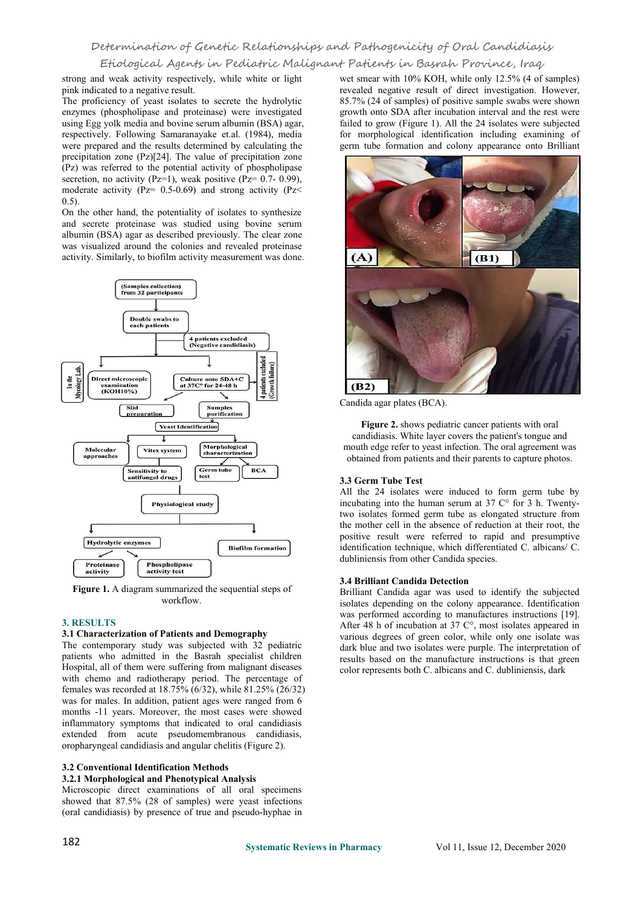strong and weak activity respectively, while white or light pink indicated to a negative result.

The proficiency of yeast isolates to secrete the hydrolytic enzymes (phospholipase and proteinase) were investigated using Egg yolk media and bovine serum albumin (BSA) agar, respectively. Following Samaranayake et.al. (1984), media were prepared and the results determined by calculating the precipitation zone (Pz)[24]. The value of precipitation zone (Pz) was referred to the potential activity of phospholipase secretion, no activity (Pz=1), weak positive (Pz= 0.7- 0.99), moderate activity (Pz= 0.5-0.69) and strong activity (Pz< 0.5).

On the other hand, the potentiality of isolates to synthesize and secrete proteinase was studied using bovine serum albumin (BSA) agar as described previously. The clear zone was visualized around the colonies and revealed proteinase activity. Similarly, to biofilm activity measurement was done.

**Figure 1.** A diagram summarized the sequential steps of workflow.

## 3. RESULTS

### 3.1 Characterization of Patients and Demography

The contemporary study was subjected with 32 pediatric patients who admitted in the Basrah specialist children Hospital, all of them were suffering from malignant diseases with chemo and radiotherapy period. The percentage of females was recorded at 18.75% (6/32), while 81.25% (26/32) was for males. In addition, patient ages were ranged from 6 months -11 years. Moreover, the most cases were showed inflammatory symptoms that indicated to oral candidiasis extended from acute pseudomembranous candidiasis, oropharyngeal candidiasis and angular chelitis (Figure 2).

### 3.2 Conventional Identification Methods

#### 3.2.1 Morphological and Phenotypical Analysis

Microscopic direct examinations of all oral specimens showed that 87.5% (28 of samples) were yeast infections (oral candidiasis) by presence of true and pseudo-hyphae in wet smear with 10% KOH, while only 12.5% (4 of samples) revealed negative result of direct investigation. However, 85.7% (24 of samples) of positive sample swabs were shown growth onto SDA after incubation interval and the rest were failed to grow (Figure 1). All the 24 isolates were subjected for morphological identification including examining of germ tube formation and colony appearance onto Brilliant Candida agar plates (BCA).

**Figure 2.** shows pediatric cancer patients with oral candidiasis. White layer covers the patient's tongue and mouth edge refer to yeast infection. The oral agreement was obtained from patients and their parents to capture photos.

### 3.3 Germ Tube Test

All the 24 isolates were induced to form germ tube by incubating into the human serum at 37 C° for 3 h. Twenty-two isolates formed germ tube as elongated structure from the mother cell in the absence of reduction at their root, the positive result were referred to rapid and presumptive identification technique, which differentiated C. albicans/ C. dubliniensis from other Candida species.

### 3.4 Brilliant Candida Detection

Brilliant Candida agar was used to identify the subjected isolates depending on the colony appearance. Identification was performed according to manufactures instructions [19]. After 48 h of incubation at 37 C°, most isolates appeared in various degrees of green color, while only one isolate was dark blue and two isolates were purple. The interpretation of results based on the manufacture instructions is that green color represents both C. albicans and C. dubliniensis, dark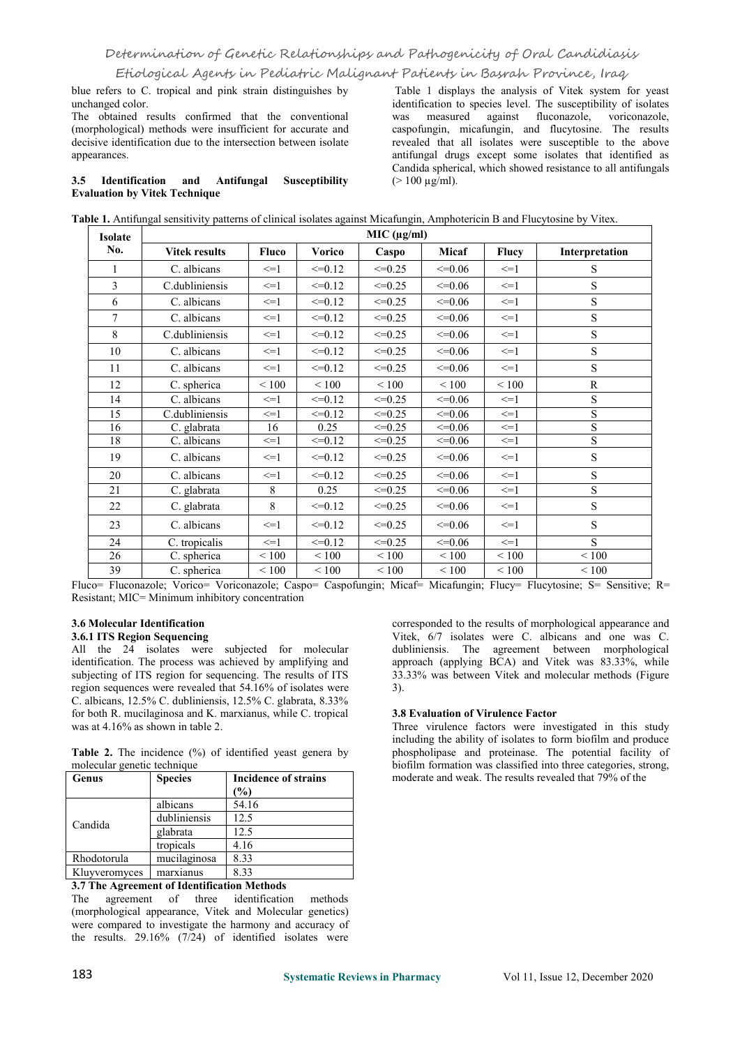blue refers to C. tropical and pink strain distinguishes by unchanged color.

The obtained results confirmed that the conventional (morphological) methods were insufficient for accurate and decisive identification due to the intersection between isolate appearances.

### 3.5 Identification and Antifungal Susceptibility Evaluation by Vitek Technique

Table 1 displays the analysis of Vitek system for yeast identification to species level. The susceptibility of isolates was measured against fluconazole, voriconazole, caspofungin, micafungin, and flucytosine. The results revealed that all isolates were susceptible to the above antifungal drugs except some isolates that identified as Candida spherical, which showed resistance to all antifungals (> 100 µg/ml).

**Table 1.** Antifungal sensitivity patterns of clinical isolates against Micafungin, Amphotericin B and Flucytosine by Vitex.

| Isolate No. | MIC (µg/ml) | | | | | | |
|---|---|---|---|---|---|---|---|
| | Vitek results | Fluco | Vorico | Caspo | Micaf | Flucy | Interpretation |
| 1 | C. albicans | <=1 | <=0.12 | <=0.25 | <=0.06 | <=1 | S |
| 3 | C.dubliniensis | <=1 | <=0.12 | <=0.25 | <=0.06 | <=1 | S |
| 6 | C. albicans | <=1 | <=0.12 | <=0.25 | <=0.06 | <=1 | S |
| 7 | C. albicans | <=1 | <=0.12 | <=0.25 | <=0.06 | <=1 | S |
| 8 | C.dubliniensis | <=1 | <=0.12 | <=0.25 | <=0.06 | <=1 | S |
| 10 | C. albicans | <=1 | <=0.12 | <=0.25 | <=0.06 | <=1 | S |
| 11 | C. albicans | <=1 | <=0.12 | <=0.25 | <=0.06 | <=1 | S |
| 12 | C. spherica | < 100 | < 100 | < 100 | < 100 | < 100 | R |
| 14 | C. albicans | <=1 | <=0.12 | <=0.25 | <=0.06 | <=1 | S |
| 15 | C.dubliniensis | <=1 | <=0.12 | <=0.25 | <=0.06 | <=1 | S |
| 16 | C. glabrata | 16 | 0.25 | <=0.25 | <=0.06 | <=1 | S |
| 18 | C. albicans | <=1 | <=0.12 | <=0.25 | <=0.06 | <=1 | S |
| 19 | C. albicans | <=1 | <=0.12 | <=0.25 | <=0.06 | <=1 | S |
| 20 | C. albicans | <=1 | <=0.12 | <=0.25 | <=0.06 | <=1 | S |
| 21 | C. glabrata | 8 | 0.25 | <=0.25 | <=0.06 | <=1 | S |
| 22 | C. glabrata | 8 | <=0.12 | <=0.25 | <=0.06 | <=1 | S |
| 23 | C. albicans | <=1 | <=0.12 | <=0.25 | <=0.06 | <=1 | S |
| 24 | C. tropicalis | <=1 | <=0.12 | <=0.25 | <=0.06 | <=1 | S |
| 26 | C. spherica | < 100 | < 100 | < 100 | < 100 | < 100 | < 100 |
| 39 | C. spherica | < 100 | < 100 | < 100 | < 100 | < 100 | < 100 |

Fluco= Fluconazole; Vorico= Voriconazole; Caspo= Caspofungin; Micaf= Micafungin; Flucy= Flucytosine; S= Sensitive; R= Resistant; MIC= Minimum inhibitory concentration

### 3.6 Molecular Identification

#### 3.6.1 ITS Region Sequencing

All the 24 isolates were subjected for molecular identification. The process was achieved by amplifying and subjecting of ITS region for sequencing. The results of ITS region sequences were revealed that 54.16% of isolates were C. albicans, 12.5% C. dubliniensis, 12.5% C. glabrata, 8.33% for both R. mucilaginosa and K. marxianus, while C. tropical was at 4.16% as shown in table 2.

**Table 2.** The incidence (%) of identified yeast genera by molecular genetic technique

| Genus | Species | Incidence of strains (%) |
|---|---|---|
| Candida | albicans | 54.16 |
| | dubliniensis | 12.5 |
| | glabrata | 12.5 |
| | tropicals | 4.16 |
| Rhodotorula | mucilaginosa | 8.33 |
| Kluyveromyces | marxianus | 8.33 |

### 3.7 The Agreement of Identification Methods

The agreement of three identification methods (morphological appearance, Vitek and Molecular genetics) were compared to investigate the harmony and accuracy of the results. 29.16% (7/24) of identified isolates were corresponded to the results of morphological appearance and Vitek, 6/7 isolates were C. albicans and one was C. dubliniensis. The agreement between morphological approach (applying BCA) and Vitek was 83.33%, while 33.33% was between Vitek and molecular methods (Figure 3).

### 3.8 Evaluation of Virulence Factor

Three virulence factors were investigated in this study including the ability of isolates to form biofilm and produce phospholipase and proteinase. The potential facility of biofilm formation was classified into three categories, strong, moderate and weak. The results revealed that 79% of the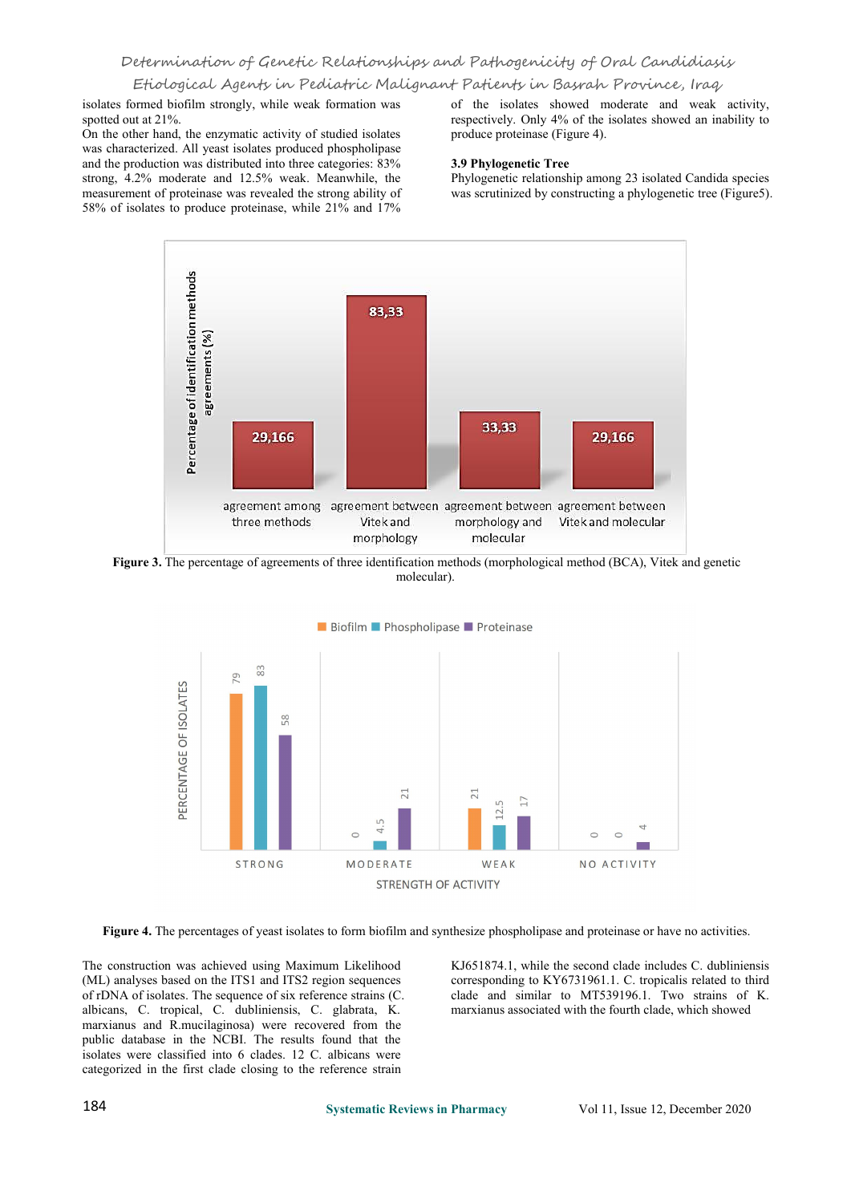isolates formed biofilm strongly, while weak formation was spotted out at 21%.

On the other hand, the enzymatic activity of studied isolates was characterized. All yeast isolates produced phospholipase and the production was distributed into three categories: 83% strong, 4.2% moderate and 12.5% weak. Meanwhile, the measurement of proteinase was revealed the strong ability of 58% of isolates to produce proteinase, while 21% and 17% of the isolates showed moderate and weak activity, respectively. Only 4% of the isolates showed an inability to produce proteinase (Figure 4).

### 3.9 Phylogenetic Tree

Phylogenetic relationship among 23 isolated Candida species was scrutinized by constructing a phylogenetic tree (Figure5).

**Figure 3.** The percentage of agreements of three identification methods (morphological method (BCA), Vitek and genetic molecular).

**Figure 4.** The percentages of yeast isolates to form biofilm and synthesize phospholipase and proteinase or have no activities.

The construction was achieved using Maximum Likelihood (ML) analyses based on the ITS1 and ITS2 region sequences of rDNA of isolates. The sequence of six reference strains (C. albicans, C. tropical, C. dubliniensis, C. glabrata, K. marxianus and R.mucilaginosa) were recovered from the public database in the NCBI. The results found that the isolates were classified into 6 clades. 12 C. albicans were categorized in the first clade closing to the reference strain KJ651874.1, while the second clade includes C. dubliniensis corresponding to KY6731961.1. C. tropicalis related to third clade and similar to MT539196.1. Two strains of K. marxianus associated with the fourth clade, which showed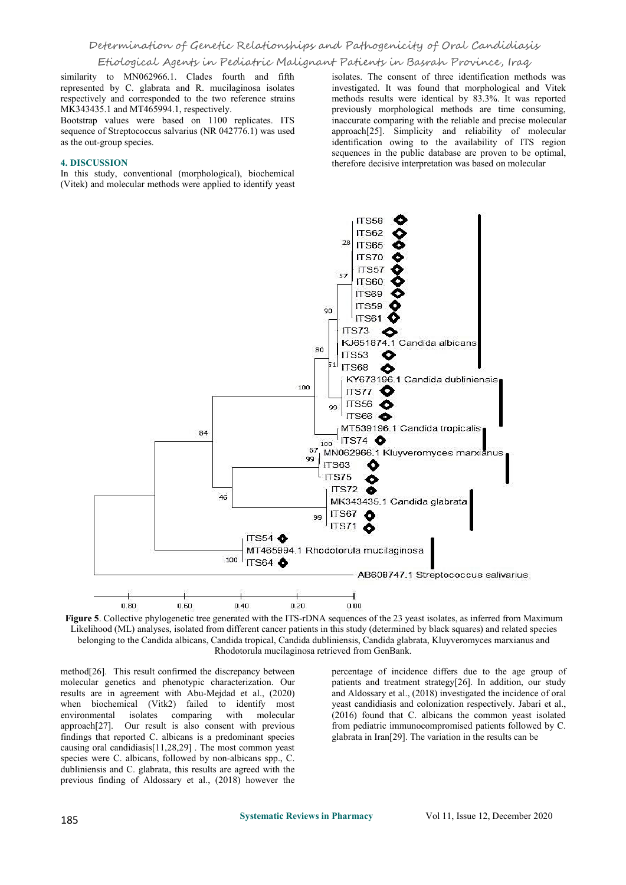similarity to MN062966.1. Clades fourth and fifth represented by C. glabrata and R. mucilaginosa isolates respectively and corresponded to the two reference strains MK343435.1 and MT465994.1, respectively.

Bootstrap values were based on 1100 replicates. ITS sequence of Streptococcus salvarius (NR 042776.1) was used as the out-group species.

## 4. DISCUSSION

In this study, conventional (morphological), biochemical (Vitek) and molecular methods were applied to identify yeast isolates. The consent of three identification methods was investigated. It was found that morphological and Vitek methods results were identical by 83.3%. It was reported previously morphological methods are time consuming, inaccurate comparing with the reliable and precise molecular approach[25]. Simplicity and reliability of molecular identification owing to the availability of ITS region sequences in the public database are proven to be optimal, therefore decisive interpretation was based on molecular

**Figure 5**. Collective phylogenetic tree generated with the ITS-rDNA sequences of the 23 yeast isolates, as inferred from Maximum Likelihood (ML) analyses, isolated from different cancer patients in this study (determined by black squares) and related species belonging to the Candida albicans, Candida tropical, Candida dubliniensis, Candida glabrata, Kluyveromyces marxianus and Rhodotorula mucilaginosa retrieved from GenBank.

method[26]. This result confirmed the discrepancy between molecular genetics and phenotypic characterization. Our results are in agreement with Abu-Mejdad et al., (2020) when biochemical (Vitk2) failed to identify most environmental isolates comparing with molecular approach[27]. Our result is also consent with previous findings that reported C. albicans is a predominant species causing oral candidiasis[11,28,29] . The most common yeast species were C. albicans, followed by non-albicans spp., C. dubliniensis and C. glabrata, this results are agreed with the previous finding of Aldossary et al., (2018) however the percentage of incidence differs due to the age group of patients and treatment strategy[26]. In addition, our study and Aldossary et al., (2018) investigated the incidence of oral yeast candidiasis and colonization respectively. Jabari et al., (2016) found that C. albicans the common yeast isolated from pediatric immunocompromised patients followed by C. glabrata in Iran[29]. The variation in the results can be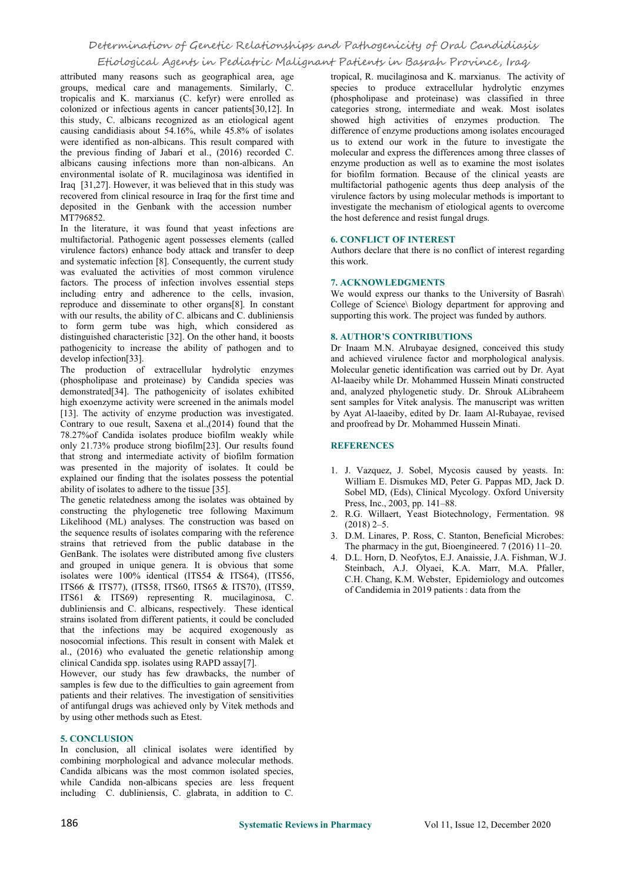attributed many reasons such as geographical area, age groups, medical care and managements. Similarly, C. tropicalis and K. marxianus (C. kefyr) were enrolled as colonized or infectious agents in cancer patients[30,12]. In this study, C. albicans recognized as an etiological agent causing candidiasis about 54.16%, while 45.8% of isolates were identified as non-albicans. This result compared with the previous finding of Jabari et al., (2016) recorded C. albicans causing infections more than non-albicans. An environmental isolate of R. mucilaginosa was identified in Iraq [31,27]. However, it was believed that in this study was recovered from clinical resource in Iraq for the first time and deposited in the Genbank with the accession number MT796852.

In the literature, it was found that yeast infections are multifactorial. Pathogenic agent possesses elements (called virulence factors) enhance body attack and transfer to deep and systematic infection [8]. Consequently, the current study was evaluated the activities of most common virulence factors. The process of infection involves essential steps including entry and adherence to the cells, invasion, reproduce and disseminate to other organs[8]. In constant with our results, the ability of C. albicans and C. dubliniensis to form germ tube was high, which considered as distinguished characteristic [32]. On the other hand, it boosts pathogenicity to increase the ability of pathogen and to develop infection[33].

The production of extracellular hydrolytic enzymes (phospholipase and proteinase) by Candida species was demonstrated[34]. The pathogenicity of isolates exhibited high exoenzyme activity were screened in the animals model [13]. The activity of enzyme production was investigated. Contrary to oue result, Saxena et al.,(2014) found that the 78.27%of Candida isolates produce biofilm weakly while only 21.73% produce strong biofilm[23]. Our results found that strong and intermediate activity of biofilm formation was presented in the majority of isolates. It could be explained our finding that the isolates possess the potential ability of isolates to adhere to the tissue [35].

The genetic relatedness among the isolates was obtained by constructing the phylogenetic tree following Maximum Likelihood (ML) analyses. The construction was based on the sequence results of isolates comparing with the reference strains that retrieved from the public database in the GenBank. The isolates were distributed among five clusters and grouped in unique genera. It is obvious that some isolates were 100% identical (ITS54 & ITS64), (ITS56, ITS66 & ITS77), (ITS58, ITS60, ITS65 & ITS70), (ITS59, ITS61 & ITS69) representing R. mucilaginosa, C. dubliniensis and C. albicans, respectively. These identical strains isolated from different patients, it could be concluded that the infections may be acquired exogenously as nosocomial infections. This result in consent with Malek et al., (2016) who evaluated the genetic relationship among clinical Candida spp. isolates using RAPD assay[7].

However, our study has few drawbacks, the number of samples is few due to the difficulties to gain agreement from patients and their relatives. The investigation of sensitivities of antifungal drugs was achieved only by Vitek methods and by using other methods such as Etest.

## 5. CONCLUSION

In conclusion, all clinical isolates were identified by combining morphological and advance molecular methods. Candida albicans was the most common isolated species, while Candida non-albicans species are less frequent including C. dubliniensis, C. glabrata, in addition to C. tropical, R. mucilaginosa and K. marxianus. The activity of species to produce extracellular hydrolytic enzymes (phospholipase and proteinase) was classified in three categories strong, intermediate and weak. Most isolates showed high activities of enzymes production. The difference of enzyme productions among isolates encouraged us to extend our work in the future to investigate the molecular and express the differences among three classes of enzyme production as well as to examine the most isolates for biofilm formation. Because of the clinical yeasts are multifactorial pathogenic agents thus deep analysis of the virulence factors by using molecular methods is important to investigate the mechanism of etiological agents to overcome the host deference and resist fungal drugs.

## 6. CONFLICT OF INTEREST

Authors declare that there is no conflict of interest regarding this work.

## 7. ACKNOWLEDGMENTS

We would express our thanks to the University of Basrah\ College of Science\ Biology department for approving and supporting this work. The project was funded by authors.

## 8. AUTHOR'S CONTRIBUTIONS

Dr Inaam M.N. Alrubayae designed, conceived this study and achieved virulence factor and morphological analysis. Molecular genetic identification was carried out by Dr. Ayat Al-laaeiby while Dr. Mohammed Hussein Minati constructed and, analyzed phylogenetic study. Dr. Shrouk ALibraheem sent samples for Vitek analysis. The manuscript was written by Ayat Al-laaeiby, edited by Dr. Iaam Al-Rubayae, revised and proofread by Dr. Mohammed Hussein Minati.

## REFERENCES

1. J. Vazquez, J. Sobel, Mycosis caused by yeasts. In: William E. Dismukes MD, Peter G. Pappas MD, Jack D. Sobel MD, (Eds), Clinical Mycology. Oxford University Press, Inc., 2003, pp. 141–88.
2. R.G. Willaert, Yeast Biotechnology, Fermentation. 98 (2018) 2–5.
3. D.M. Linares, P. Ross, C. Stanton, Beneficial Microbes: The pharmacy in the gut, Bioengineered. 7 (2016) 11–20.
4. D.L. Horn, D. Neofytos, E.J. Anaissie, J.A. Fishman, W.J. Steinbach, A.J. Olyaei, K.A. Marr, M.A. Pfaller, C.H. Chang, K.M. Webster, Epidemiology and outcomes of Candidemia in 2019 patients : data from the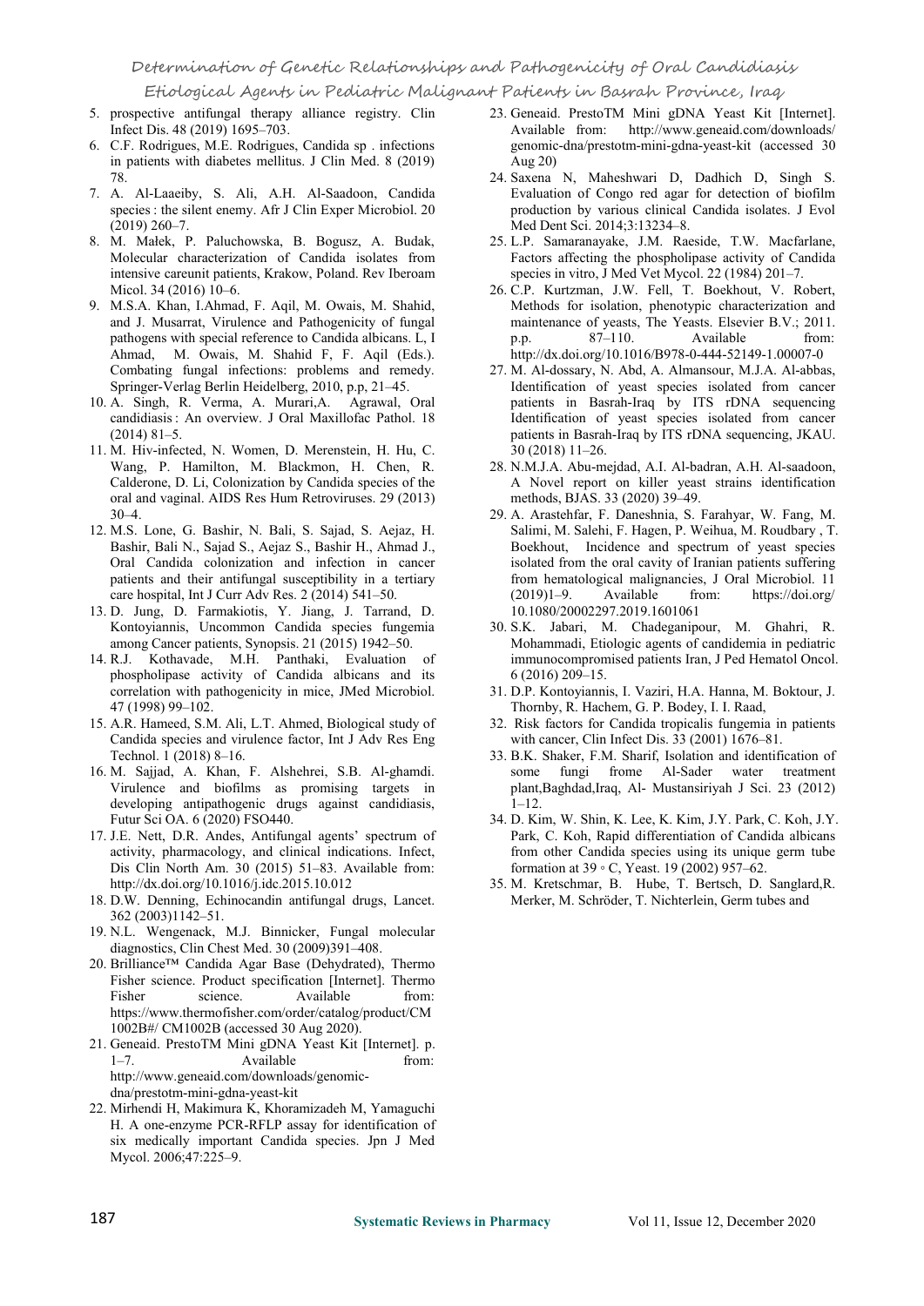5. prospective antifungal therapy alliance registry. Clin Infect Dis. 48 (2019) 1695–703.
6. C.F. Rodrigues, M.E. Rodrigues, Candida sp . infections in patients with diabetes mellitus. J Clin Med. 8 (2019) 78.
7. A. Al-Laaeiby, S. Ali, A.H. Al-Saadoon, Candida species : the silent enemy. Afr J Clin Exper Microbiol. 20 (2019) 260–7.
8. M. Małek, P. Paluchowska, B. Bogusz, A. Budak, Molecular characterization of Candida isolates from intensive careunit patients, Krakow, Poland. Rev Iberoam Micol. 34 (2016) 10–6.
9. M.S.A. Khan, I.Ahmad, F. Aqil, M. Owais, M. Shahid, and J. Musarrat, Virulence and Pathogenicity of fungal pathogens with special reference to Candida albicans. L, I Ahmad, M. Owais, M. Shahid F, F. Aqil (Eds.). Combating fungal infections: problems and remedy. Springer-Verlag Berlin Heidelberg, 2010, p.p, 21–45.
10. A. Singh, R. Verma, A. Murari,A. Agrawal, Oral candidiasis : An overview. J Oral Maxillofac Pathol. 18 (2014) 81–5.
11. M. Hiv-infected, N. Women, D. Merenstein, H. Hu, C. Wang, P. Hamilton, M. Blackmon, H. Chen, R. Calderone, D. Li, Colonization by Candida species of the oral and vaginal. AIDS Res Hum Retroviruses. 29 (2013) 30–4.
12. M.S. Lone, G. Bashir, N. Bali, S. Sajad, S. Aejaz, H. Bashir, Bali N., Sajad S., Aejaz S., Bashir H., Ahmad J., Oral Candida colonization and infection in cancer patients and their antifungal susceptibility in a tertiary care hospital, Int J Curr Adv Res. 2 (2014) 541–50.
13. D. Jung, D. Farmakiotis, Y. Jiang, J. Tarrand, D. Kontoyiannis, Uncommon Candida species fungemia among Cancer patients, Synopsis. 21 (2015) 1942–50.
14. R.J. Kothavade, M.H. Panthaki, Evaluation of phospholipase activity of Candida albicans and its correlation with pathogenicity in mice, JMed Microbiol. 47 (1998) 99–102.
15. A.R. Hameed, S.M. Ali, L.T. Ahmed, Biological study of Candida species and virulence factor, Int J Adv Res Eng Technol. 1 (2018) 8–16.
16. M. Sajjad, A. Khan, F. Alshehrei, S.B. Al-ghamdi. Virulence and biofilms as promising targets in developing antipathogenic drugs against candidiasis, Futur Sci OA. 6 (2020) FSO440.
17. J.E. Nett, D.R. Andes, Antifungal agents' spectrum of activity, pharmacology, and clinical indications. Infect, Dis Clin North Am. 30 (2015) 51–83. Available from: http://dx.doi.org/10.1016/j.idc.2015.10.012
18. D.W. Denning, Echinocandin antifungal drugs, Lancet. 362 (2003)1142–51.
19. N.L. Wengenack, M.J. Binnicker, Fungal molecular diagnostics, Clin Chest Med. 30 (2009)391–408.
20. Brilliance™ Candida Agar Base (Dehydrated), Thermo Fisher science. Product specification [Internet]. Thermo Fisher science. Available from: https://www.thermofisher.com/order/catalog/product/CM1002B#/ CM1002B (accessed 30 Aug 2020).
21. Geneaid. PrestoTM Mini gDNA Yeast Kit [Internet]. p. 1–7. Available from: http://www.geneaid.com/downloads/genomic-dna/prestotm-mini-gdna-yeast-kit
22. Mirhendi H, Makimura K, Khoramizadeh M, Yamaguchi H. A one-enzyme PCR-RFLP assay for identification of six medically important Candida species. Jpn J Med Mycol. 2006;47:225–9.
23. Geneaid. PrestoTM Mini gDNA Yeast Kit [Internet]. Available from: http://www.geneaid.com/downloads/genomic-dna/prestotm-mini-gdna-yeast-kit (accessed 30 Aug 20)
24. Saxena N, Maheshwari D, Dadhich D, Singh S. Evaluation of Congo red agar for detection of biofilm production by various clinical Candida isolates. J Evol Med Dent Sci. 2014;3:13234–8.
25. L.P. Samaranayake, J.M. Raeside, T.W. Macfarlane, Factors affecting the phospholipase activity of Candida species in vitro, J Med Vet Mycol. 22 (1984) 201–7.
26. C.P. Kurtzman, J.W. Fell, T. Boekhout, V. Robert, Methods for isolation, phenotypic characterization and maintenance of yeasts, The Yeasts. Elsevier B.V.; 2011. p.p. 87–110. Available from: http://dx.doi.org/10.1016/B978-0-444-52149-1.00007-0
27. M. Al-dossary, N. Abd, A. Almansour, M.J.A. Al-abbas, Identification of yeast species isolated from cancer patients in Basrah-Iraq by ITS rDNA sequencing Identification of yeast species isolated from cancer patients in Basrah-Iraq by ITS rDNA sequencing, JKAU. 30 (2018) 11–26.
28. N.M.J.A. Abu-mejdad, A.I. Al-badran, A.H. Al-saadoon, A Novel report on killer yeast strains identification methods, BJAS. 33 (2020) 39–49.
29. A. Arastehfar, F. Daneshnia, S. Farahyar, W. Fang, M. Salimi, M. Salehi, F. Hagen, P. Weihua, M. Roudbary , T. Boekhout, Incidence and spectrum of yeast species isolated from the oral cavity of Iranian patients suffering from hematological malignancies, J Oral Microbiol. 11 (2019)1–9. Available from: https://doi.org/10.1080/20002297.2019.1601061
30. S.K. Jabari, M. Chadeganipour, M. Ghahri, R. Mohammadi, Etiologic agents of candidemia in pediatric immunocompromised patients Iran, J Ped Hematol Oncol. 6 (2016) 209–15.
31. D.P. Kontoyiannis, I. Vaziri, H.A. Hanna, M. Boktour, J. Thornby, R. Hachem, G. P. Bodey, I. I. Raad,
32. Risk factors for Candida tropicalis fungemia in patients with cancer, Clin Infect Dis. 33 (2001) 1676–81.
33. B.K. Shaker, F.M. Sharif, Isolation and identification of some fungi frome Al-Sader water treatment plant,Baghdad,Iraq, Al- Mustansiriyah J Sci. 23 (2012) 1–12.
34. D. Kim, W. Shin, K. Lee, K. Kim, J.Y. Park, C. Koh, J.Y. Park, C. Koh, Rapid differentiation of Candida albicans from other Candida species using its unique germ tube formation at 39 ◦ C, Yeast. 19 (2002) 957–62.
35. M. Kretschmar, B. Hube, T. Bertsch, D. Sanglard,R. Merker, M. Schröder, T. Nichterlein, Germ tubes and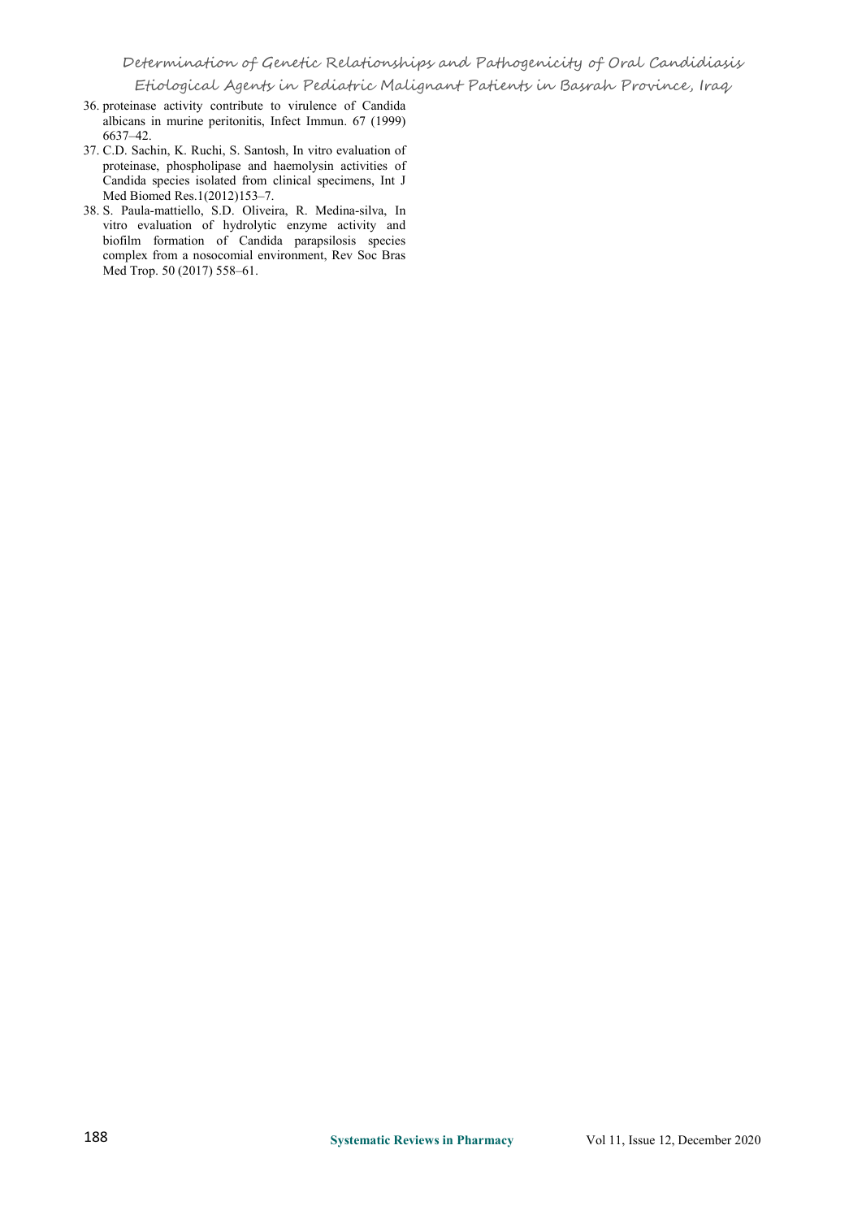36. proteinase activity contribute to virulence of Candida albicans in murine peritonitis, Infect Immun. 67 (1999) 6637–42.
37. C.D. Sachin, K. Ruchi, S. Santosh, In vitro evaluation of proteinase, phospholipase and haemolysin activities of Candida species isolated from clinical specimens, Int J Med Biomed Res.1(2012)153–7.
38. S. Paula-mattiello, S.D. Oliveira, R. Medina-silva, In vitro evaluation of hydrolytic enzyme activity and biofilm formation of Candida parapsilosis species complex from a nosocomial environment, Rev Soc Bras Med Trop. 50 (2017) 558–61.